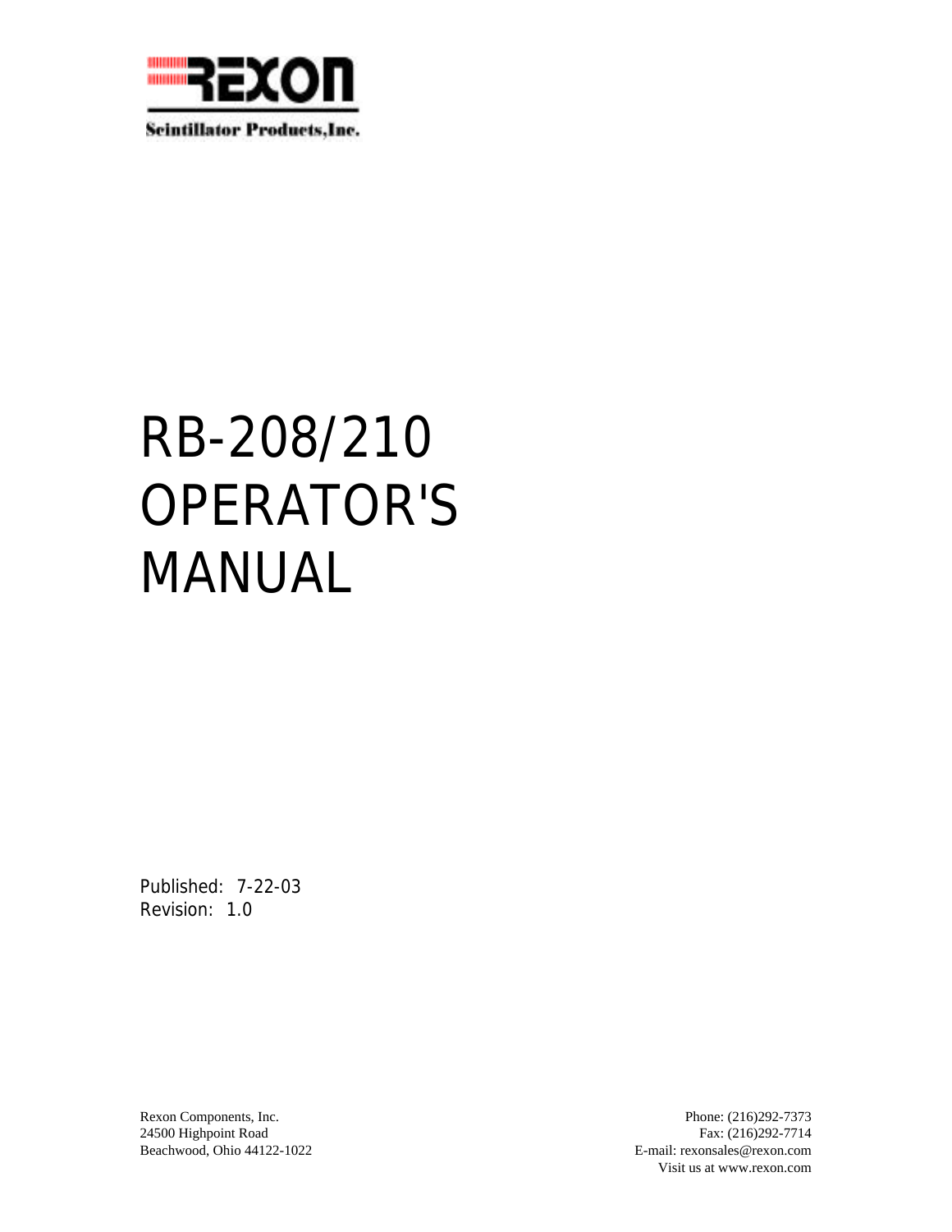REXON

Scintillator Products,Inc.

# RB-208/210 OPERATOR'S MANUAL

Published: 7-22-03
Revision: 1.0

Rexon Components, Inc.
24500 Highpoint Road
Beachwood, Ohio 44122-1022

Phone: (216)292-7373
Fax: (216)292-7714
E-mail: rexonsales@rexon.com
Visit us at www.rexon.com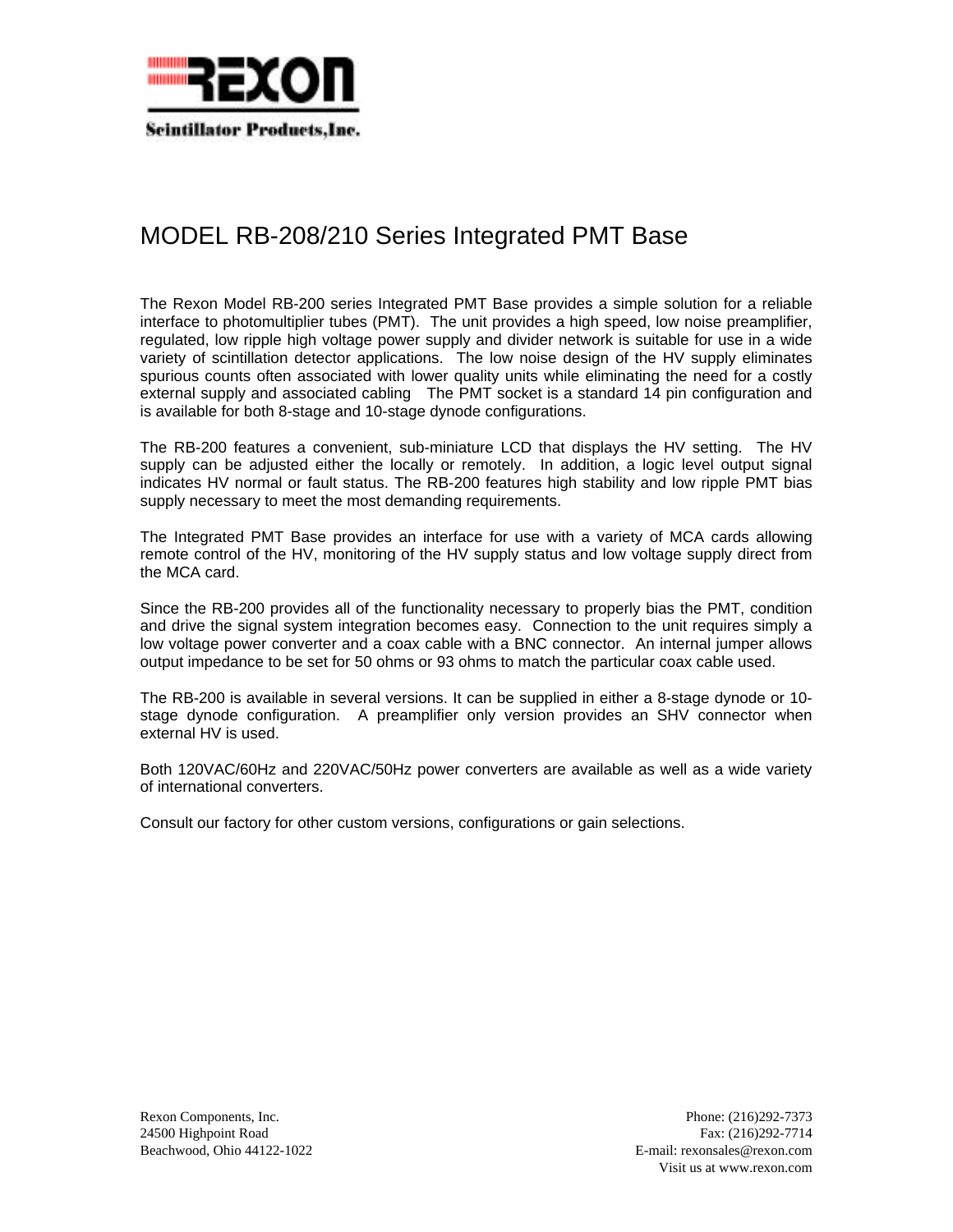**REXON**

**Scintillator Products,Inc.**

# MODEL RB-208/210 Series Integrated PMT Base

The Rexon Model RB-200 series Integrated PMT Base provides a simple solution for a reliable interface to photomultiplier tubes (PMT). The unit provides a high speed, low noise preamplifier, regulated, low ripple high voltage power supply and divider network is suitable for use in a wide variety of scintillation detector applications. The low noise design of the HV supply eliminates spurious counts often associated with lower quality units while eliminating the need for a costly external supply and associated cabling The PMT socket is a standard 14 pin configuration and is available for both 8-stage and 10-stage dynode configurations.

The RB-200 features a convenient, sub-miniature LCD that displays the HV setting. The HV supply can be adjusted either the locally or remotely. In addition, a logic level output signal indicates HV normal or fault status. The RB-200 features high stability and low ripple PMT bias supply necessary to meet the most demanding requirements.

The Integrated PMT Base provides an interface for use with a variety of MCA cards allowing remote control of the HV, monitoring of the HV supply status and low voltage supply direct from the MCA card.

Since the RB-200 provides all of the functionality necessary to properly bias the PMT, condition and drive the signal system integration becomes easy. Connection to the unit requires simply a low voltage power converter and a coax cable with a BNC connector. An internal jumper allows output impedance to be set for 50 ohms or 93 ohms to match the particular coax cable used.

The RB-200 is available in several versions. It can be supplied in either a 8-stage dynode or 10-stage dynode configuration. A preamplifier only version provides an SHV connector when external HV is used.

Both 120VAC/60Hz and 220VAC/50Hz power converters are available as well as a wide variety of international converters.

Consult our factory for other custom versions, configurations or gain selections.

Rexon Components, Inc.
24500 Highpoint Road
Beachwood, Ohio 44122-1022

Phone: (216)292-7373
Fax: (216)292-7714
E-mail: rexonsales@rexon.com
Visit us at www.rexon.com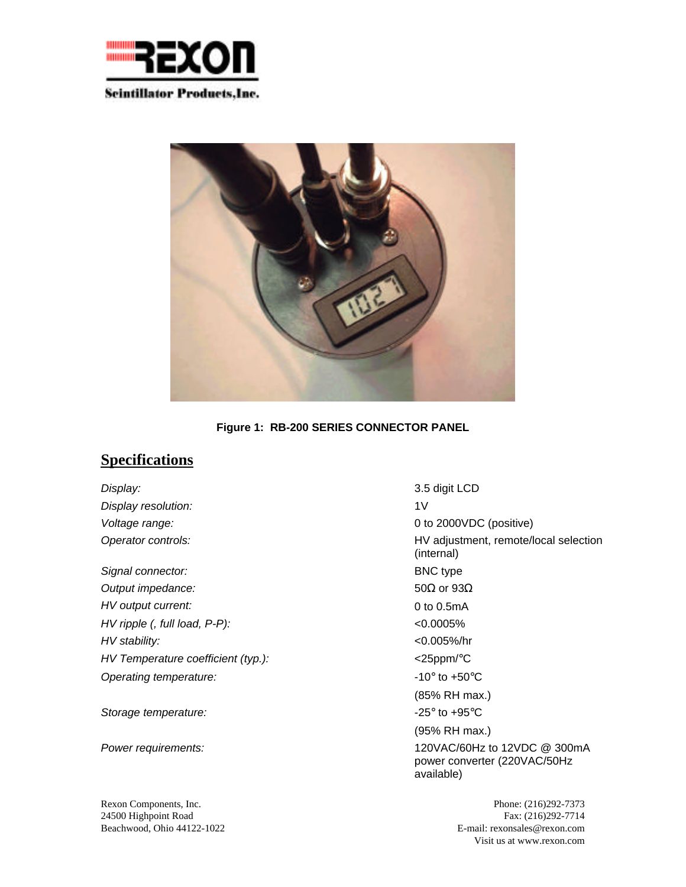REXON

Scintillator Products, Inc.

**Figure 1: RB-200 SERIES CONNECTOR PANEL**

## Specifications

| | |
|---|---|
| *Display:* | 3.5 digit LCD |
| *Display resolution:* | 1V |
| *Voltage range:* | 0 to 2000VDC (positive) |
| *Operator controls:* | HV adjustment, remote/local selection (internal) |
| *Signal connector:* | BNC type |
| *Output impedance:* | 50Ω or 93Ω |
| *HV output current:* | 0 to 0.5mA |
| *HV ripple (, full load, P-P):* | <0.0005% |
| *HV stability:* | <0.005%/hr |
| *HV Temperature coefficient (typ.):* | <25ppm/°C |
| *Operating temperature:* | -10° to +50°C (85% RH max.) |
| *Storage temperature:* | -25° to +95°C (95% RH max.) |
| *Power requirements:* | 120VAC/60Hz to 12VDC @ 300mA power converter (220VAC/50Hz available) |

Rexon Components, Inc.
24500 Highpoint Road
Beachwood, Ohio 44122-1022

Phone: (216)292-7373
Fax: (216)292-7714
E-mail: rexonsales@rexon.com
Visit us at www.rexon.com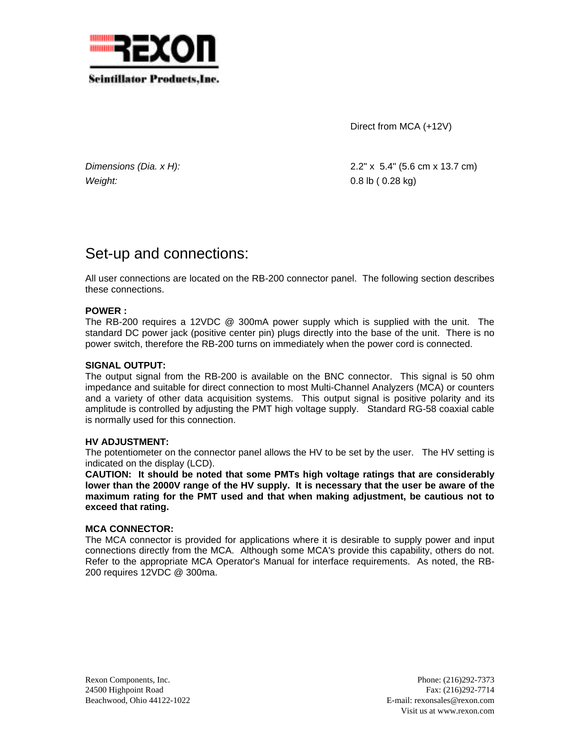| | |
|---|---|
| | Direct from MCA (+12V) |
| *Dimensions (Dia. x H):* | 2.2" x 5.4" (5.6 cm x 13.7 cm) |
| *Weight:* | 0.8 lb ( 0.28 kg) |

## Set-up and connections:

All user connections are located on the RB-200 connector panel. The following section describes these connections.

**POWER :**
The RB-200 requires a 12VDC @ 300mA power supply which is supplied with the unit. The standard DC power jack (positive center pin) plugs directly into the base of the unit. There is no power switch, therefore the RB-200 turns on immediately when the power cord is connected.

**SIGNAL OUTPUT:**
The output signal from the RB-200 is available on the BNC connector. This signal is 50 ohm impedance and suitable for direct connection to most Multi-Channel Analyzers (MCA) or counters and a variety of other data acquisition systems. This output signal is positive polarity and its amplitude is controlled by adjusting the PMT high voltage supply. Standard RG-58 coaxial cable is normally used for this connection.

**HV ADJUSTMENT:**
The potentiometer on the connector panel allows the HV to be set by the user. The HV setting is indicated on the display (LCD).
**CAUTION: It should be noted that some PMTs high voltage ratings that are considerably lower than the 2000V range of the HV supply. It is necessary that the user be aware of the maximum rating for the PMT used and that when making adjustment, be cautious not to exceed that rating.**

**MCA CONNECTOR:**
The MCA connector is provided for applications where it is desirable to supply power and input connections directly from the MCA. Although some MCA's provide this capability, others do not. Refer to the appropriate MCA Operator's Manual for interface requirements. As noted, the RB-200 requires 12VDC @ 300ma.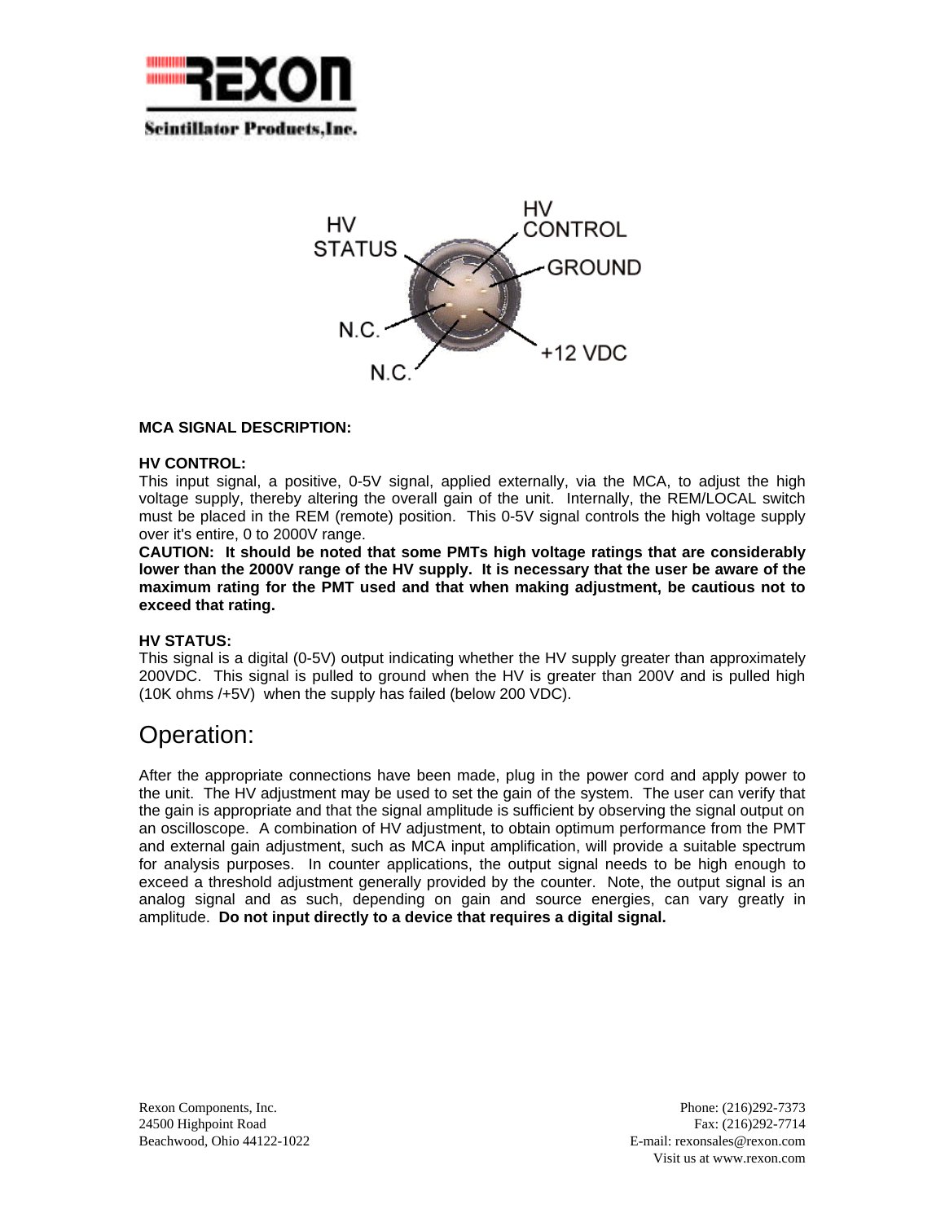**MCA SIGNAL DESCRIPTION:**

**HV CONTROL:**

This input signal, a positive, 0-5V signal, applied externally, via the MCA, to adjust the high voltage supply, thereby altering the overall gain of the unit. Internally, the REM/LOCAL switch must be placed in the REM (remote) position. This 0-5V signal controls the high voltage supply over it's entire, 0 to 2000V range.

**CAUTION: It should be noted that some PMTs high voltage ratings that are considerably lower than the 2000V range of the HV supply. It is necessary that the user be aware of the maximum rating for the PMT used and that when making adjustment, be cautious not to exceed that rating.**

**HV STATUS:**

This signal is a digital (0-5V) output indicating whether the HV supply greater than approximately 200VDC. This signal is pulled to ground when the HV is greater than 200V and is pulled high (10K ohms /+5V) when the supply has failed (below 200 VDC).

## Operation:

After the appropriate connections have been made, plug in the power cord and apply power to the unit. The HV adjustment may be used to set the gain of the system. The user can verify that the gain is appropriate and that the signal amplitude is sufficient by observing the signal output on an oscilloscope. A combination of HV adjustment, to obtain optimum performance from the PMT and external gain adjustment, such as MCA input amplification, will provide a suitable spectrum for analysis purposes. In counter applications, the output signal needs to be high enough to exceed a threshold adjustment generally provided by the counter. Note, the output signal is an analog signal and as such, depending on gain and source energies, can vary greatly in amplitude. **Do not input directly to a device that requires a digital signal.**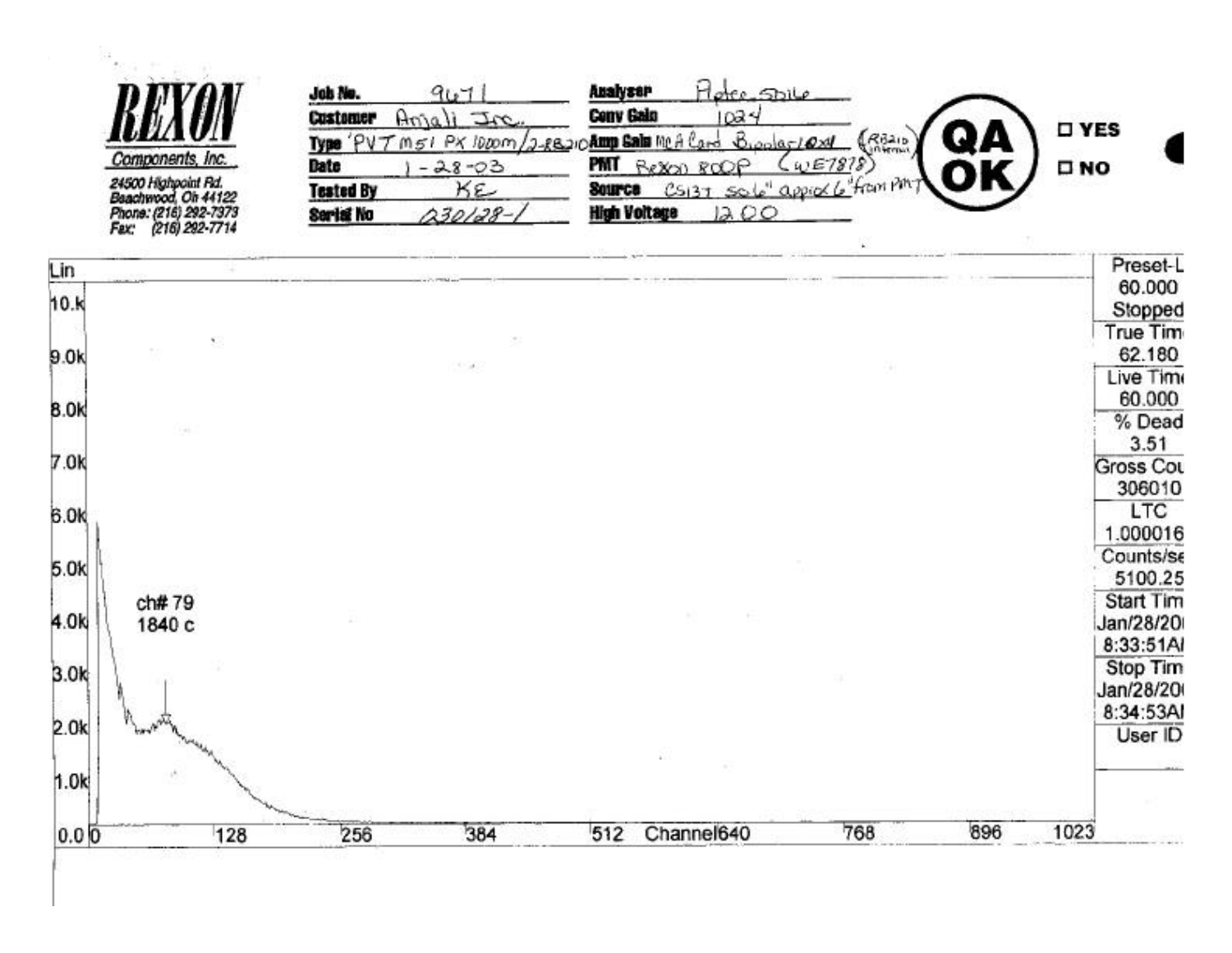**REXON**
Components, Inc.
24500 Highpoint Rd.
Beachwood, Oh 44122
Phone: (216) 292-7373
Fax: (216) 292-7714

| | | | |
|---|---|---|---|
| **Job No.** | 9671 | **Analyser** | Aptec Spike |
| **Customer** | Anjali Inc. | **Conv Gain** | 1024 |
| **Type** | PVT M51 PX 1000m/2-RB210 | **Amp Gain** | MCA Card Bipolar 10x1 (RB210 internal) |
| **Date** | 1-28-03 | **PMT** | Rexon 800P (WE7878) |
| **Tested By** | KE | **Source** | Cs137 Sole" approx 6" from PMT |
| **Serial No** | 030128-1 | **High Voltage** | 1200 |

**QA OK** ☐ YES ☐ NO

Lin

ch# 79
1840 c

Channel: 0, 128, 256, 384, 512, 640, 768, 896, 1023

Counts: 0.0, 1.0k, 2.0k, 3.0k, 4.0k, 5.0k, 6.0k, 7.0k, 8.0k, 9.0k, 10.k

| | |
|---|---|
| Preset-L | 60.000 Stopped |
| True Tim | 62.180 |
| Live Tim | 60.000 |
| % Dead | 3.51 |
| Gross Cou | 306010 |
| LTC | 1.000016 |
| Counts/se | 5100.25 |
| Start Tim | Jan/28/20 8:33:51AI |
| Stop Tim | Jan/28/20 8:34:53AI |
| User ID | |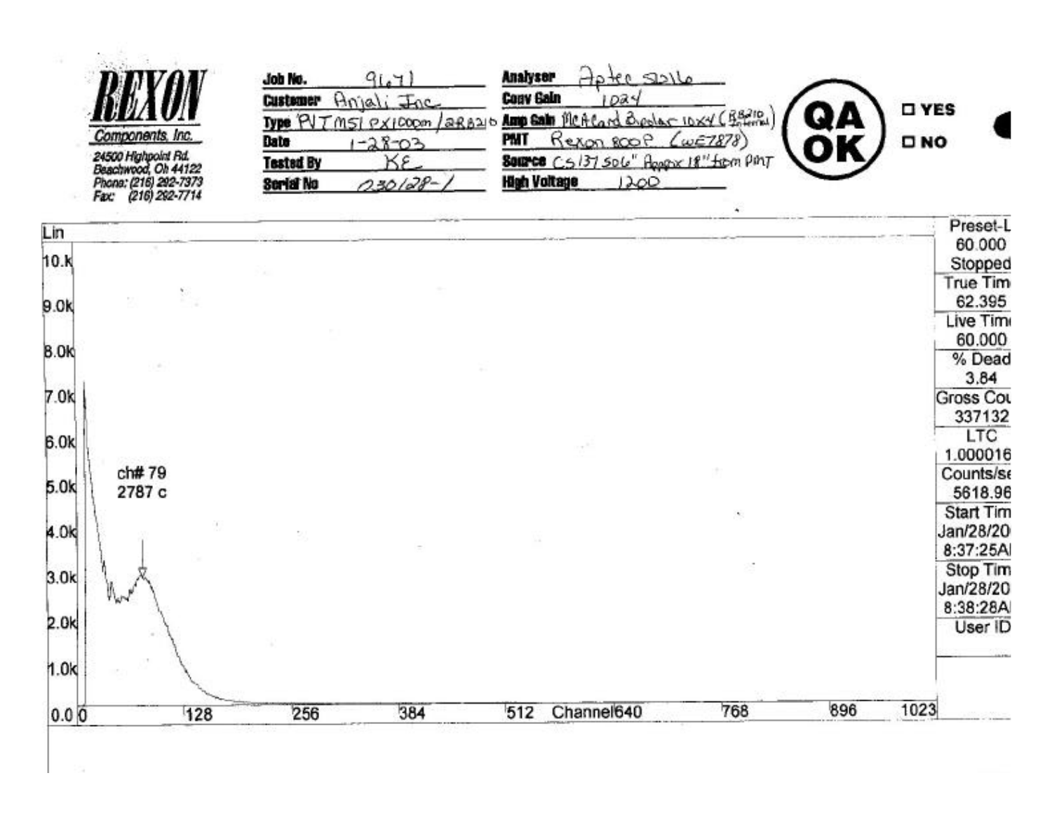**REXON**
Components, Inc.
24500 Highpoint Rd.
Beachwood, Oh 44122
Phone: (216) 292-7373
Fax: (216) 292-7714

| | | | |
|---|---|---|---|
| **Job No.** | 9671 | **Analyser** | Aptec S2116 |
| **Customer** | Anjali Inc. | **Conv Gain** | 1024 |
| **Type** | PVT M51 PX1000m / 2RB210 | **Amp Gain** | McArd Bipolar 10X4 (RB210 Internal) |
| **Date** | 1-28-03 | **PMT** | Rexon 800P (WE7878) |
| **Tested By** | KE | **Source** | CS137 S06" Approx 18" from PMT |
| **Serial No** | 030128-1 | **High Voltage** | 1200 |

**QA OK** ☐ YES ☐ NO

Lin

10.k
9.0k
8.0k
7.0k
6.0k
5.0k
4.0k
3.0k
2.0k
1.0k
0.0

ch# 79
2787 c

0 128 256 384 512 Channel 640 768 896 1023

| | |
|---|---|
| Preset-L | 60.000 |
| Stopped | |
| True Tim | 62.395 |
| Live Tim | 60.000 |
| % Dead | 3.84 |
| Gross Cou | 337132 |
| LTC | 1.000016 |
| Counts/se | 5618.96 |
| Start Tim | Jan/28/20 8:37:25A |
| Stop Tim | Jan/28/20 8:38:28A |
| User ID | |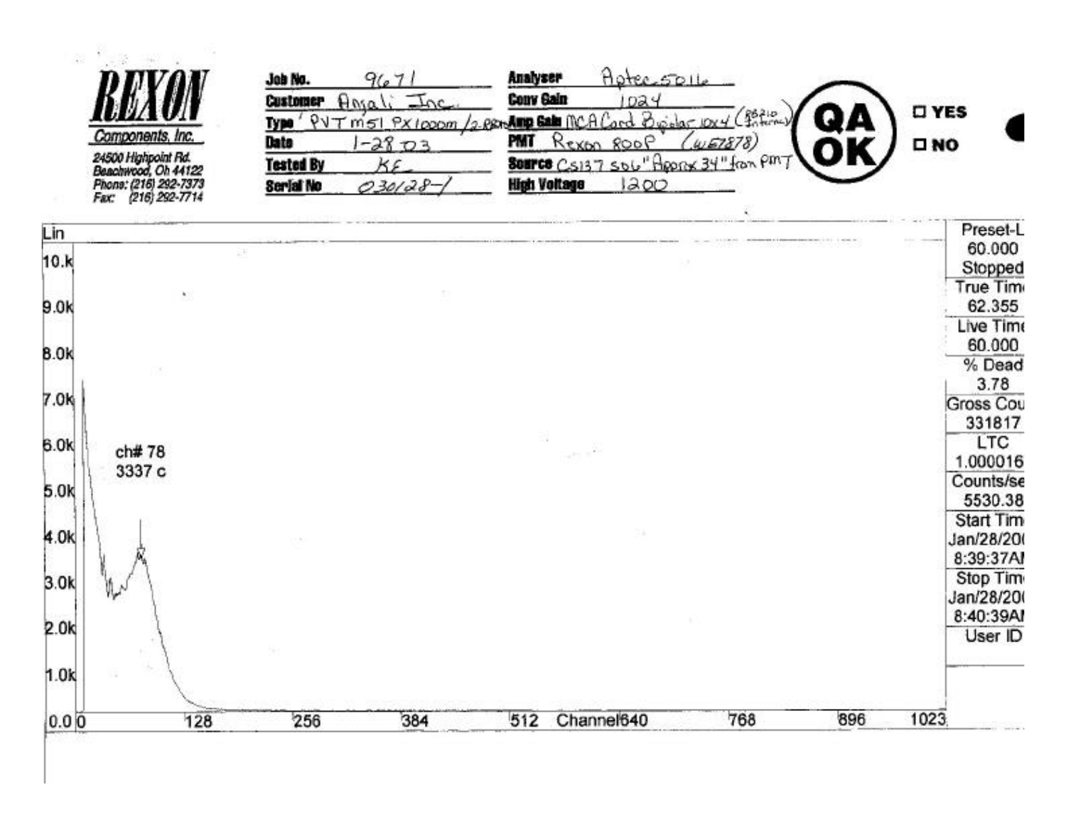**REXON**
Components, Inc.
24500 Highpoint Rd.
Beachwood, Oh 44122
Phone: (216) 292-7373
Fax: (216) 292-7714

| | | | |
|---|---|---|---|
| **Job No.** | 9671 | **Analyser** | Aptec 5016 |
| **Customer** | Anjali Inc. | **Conv Gain** | 1024 |
| **Type** | PVT m51 PX1000m / 2 PRM | **Amp Gain** | MCA Card Bipolar 10x4 (PB210 internal) |
| **Date** | 1-28-03 | **PMT** | Rexon 800P (W57878) |
| **Tested By** | KE | **Source** | Cs137 5.06" Approx 34" from PMT |
| **Serial No** | 030128-1 | **High Voltage** | 1200 |

**QA OK**

☐ YES
☐ NO

Lin
10.k
9.0k
8.0k
7.0k
6.0k
5.0k
4.0k
3.0k
2.0k
1.0k
0.0

0 128 256 384 512 Channel 640 768 896 1023

ch# 78
3337 c

Preset-L
60.000
Stopped
True Tim
62.355
Live Time
60.000
% Dead
3.78
Gross Cou
331817
LTC
1.000016
Counts/se
5530.38
Start Tim
Jan/28/20
8:39:37AI
Stop Tim
Jan/28/20
8:40:39AI
User ID